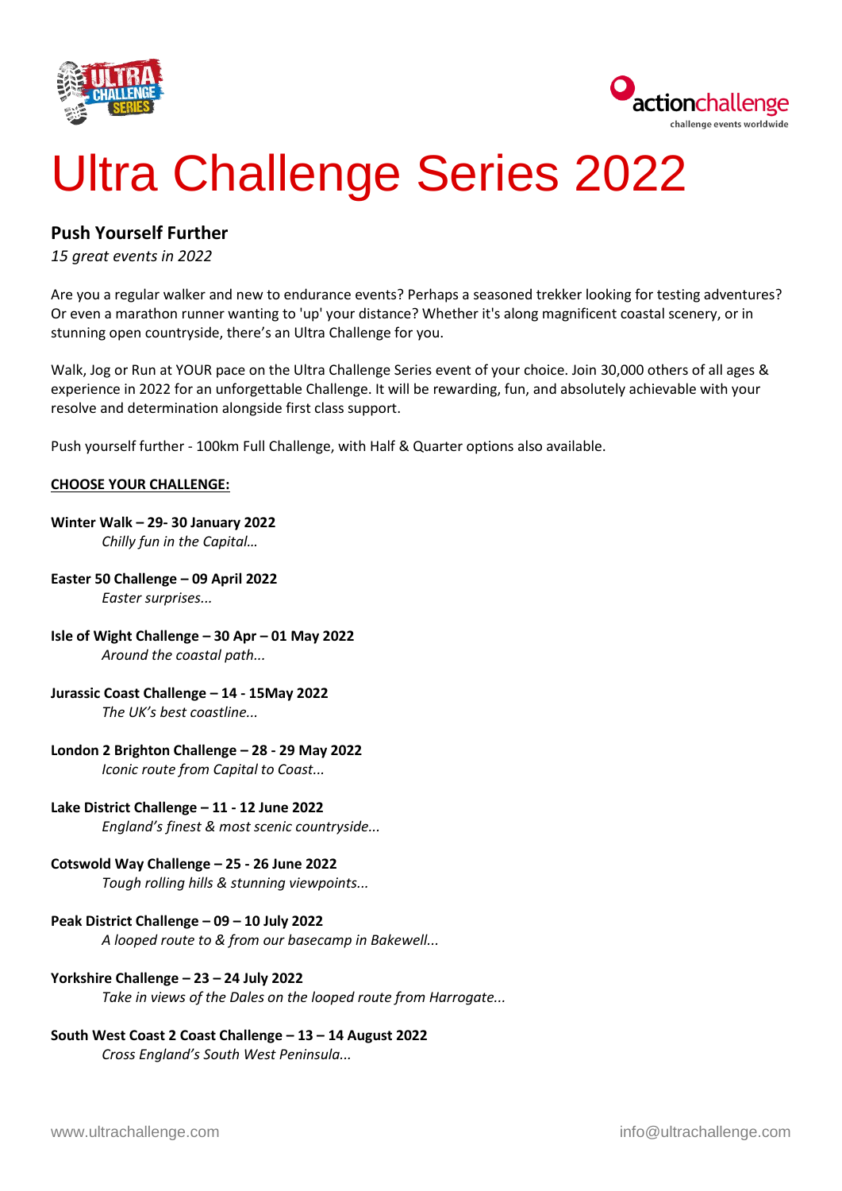# Ultra Challenge Series 2022

## Push Yourself Further

*15 great events in 2022*

Are you a regular walker and new to endurance events? Perhaps a seasoned trekker looking for testing adventures? Or even a marathon runner wanting to 'up' your distance? Whether it's along magnificent coastal scenery, or in stunning open countryside, there's an Ultra Challenge for you.

Walk, Jog or Run at YOUR pace on the Ultra Challenge Series event of your choice. Join 30,000 others of all ages & experience in 2022 for an unforgettable Challenge. It will be rewarding, fun, and absolutely achievable with your resolve and determination alongside first class support.

Push yourself further - 100km Full Challenge, with Half & Quarter options also available.

**CHOOSE YOUR CHALLENGE:**

**Winter Walk – 29- 30 January 2022**
*Chilly fun in the Capital…*

**Easter 50 Challenge – 09 April 2022**
*Easter surprises...*

**Isle of Wight Challenge – 30 Apr – 01 May 2022**
*Around the coastal path...*

**Jurassic Coast Challenge – 14 - 15May 2022**
*The UK's best coastline...*

**London 2 Brighton Challenge – 28 - 29 May 2022**
*Iconic route from Capital to Coast...*

**Lake District Challenge – 11 - 12 June 2022**
*England's finest & most scenic countryside...*

**Cotswold Way Challenge – 25 - 26 June 2022**
*Tough rolling hills & stunning viewpoints...*

**Peak District Challenge – 09 – 10 July 2022**
*A looped route to & from our basecamp in Bakewell...*

**Yorkshire Challenge – 23 – 24 July 2022**
*Take in views of the Dales on the looped route from Harrogate...*

**South West Coast 2 Coast Challenge – 13 – 14 August 2022**
*Cross England's South West Peninsula...*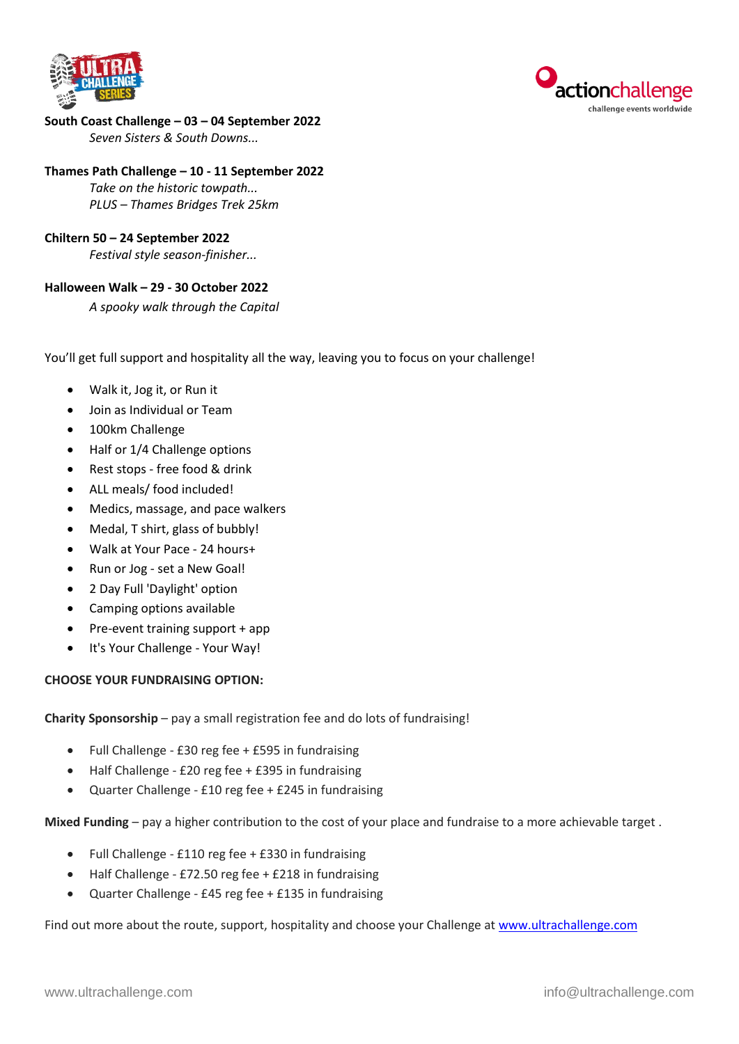**South Coast Challenge – 03 – 04 September 2022**

*Seven Sisters & South Downs...*

**Thames Path Challenge – 10 - 11 September 2022**

*Take on the historic towpath...*
*PLUS – Thames Bridges Trek 25km*

**Chiltern 50 – 24 September 2022**

*Festival style season-finisher...*

**Halloween Walk – 29 - 30 October 2022**

*A spooky walk through the Capital*

You'll get full support and hospitality all the way, leaving you to focus on your challenge!

- Walk it, Jog it, or Run it
- Join as Individual or Team
- 100km Challenge
- Half or 1/4 Challenge options
- Rest stops - free food & drink
- ALL meals/ food included!
- Medics, massage, and pace walkers
- Medal, T shirt, glass of bubbly!
- Walk at Your Pace - 24 hours+
- Run or Jog - set a New Goal!
- 2 Day Full 'Daylight' option
- Camping options available
- Pre-event training support + app
- It's Your Challenge - Your Way!

**CHOOSE YOUR FUNDRAISING OPTION:**

**Charity Sponsorship** – pay a small registration fee and do lots of fundraising!

- Full Challenge - £30 reg fee + £595 in fundraising
- Half Challenge - £20 reg fee + £395 in fundraising
- Quarter Challenge - £10 reg fee + £245 in fundraising

**Mixed Funding** – pay a higher contribution to the cost of your place and fundraise to a more achievable target .

- Full Challenge - £110 reg fee + £330 in fundraising
- Half Challenge - £72.50 reg fee + £218 in fundraising
- Quarter Challenge - £45 reg fee + £135 in fundraising

Find out more about the route, support, hospitality and choose your Challenge at [www.ultrachallenge.com](http://www.ultrachallenge.com)